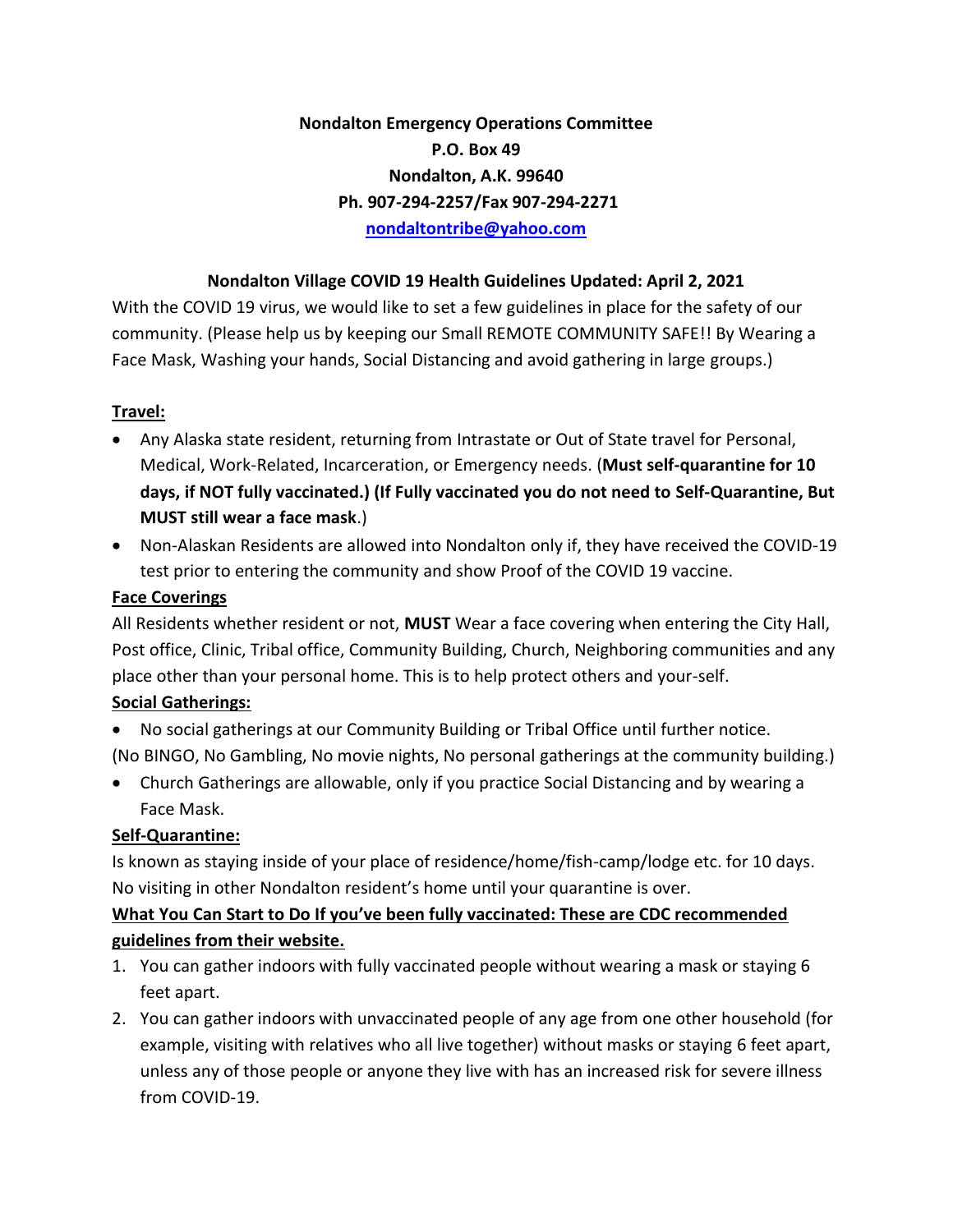**Nondalton Emergency Operations Committee**
**P.O. Box 49**
**Nondalton, A.K. 99640**
**Ph. 907-294-2257/Fax 907-294-2271**
**[nondaltontribe@yahoo.com](mailto:nondaltontribe@yahoo.com)**

**Nondalton Village COVID 19 Health Guidelines Updated: April 2, 2021**

With the COVID 19 virus, we would like to set a few guidelines in place for the safety of our community. (Please help us by keeping our Small REMOTE COMMUNITY SAFE!! By Wearing a Face Mask, Washing your hands, Social Distancing and avoid gathering in large groups.)

**Travel:**

- Any Alaska state resident, returning from Intrastate or Out of State travel for Personal, Medical, Work-Related, Incarceration, or Emergency needs. (**Must self-quarantine for 10 days, if NOT fully vaccinated.) (If Fully vaccinated you do not need to Self-Quarantine, But MUST still wear a face mask**.)
- Non-Alaskan Residents are allowed into Nondalton only if, they have received the COVID-19 test prior to entering the community and show Proof of the COVID 19 vaccine.

**Face Coverings**

All Residents whether resident or not, **MUST** Wear a face covering when entering the City Hall, Post office, Clinic, Tribal office, Community Building, Church, Neighboring communities and any place other than your personal home. This is to help protect others and your-self.

**Social Gatherings:**

- No social gatherings at our Community Building or Tribal Office until further notice.

(No BINGO, No Gambling, No movie nights, No personal gatherings at the community building.)

- Church Gatherings are allowable, only if you practice Social Distancing and by wearing a Face Mask.

**Self-Quarantine:**

Is known as staying inside of your place of residence/home/fish-camp/lodge etc. for 10 days. No visiting in other Nondalton resident's home until your quarantine is over.

**What You Can Start to Do If you've been fully vaccinated: These are CDC recommended guidelines from their website.**

1. You can gather indoors with fully vaccinated people without wearing a mask or staying 6 feet apart.
2. You can gather indoors with unvaccinated people of any age from one other household (for example, visiting with relatives who all live together) without masks or staying 6 feet apart, unless any of those people or anyone they live with has an increased risk for severe illness from COVID-19.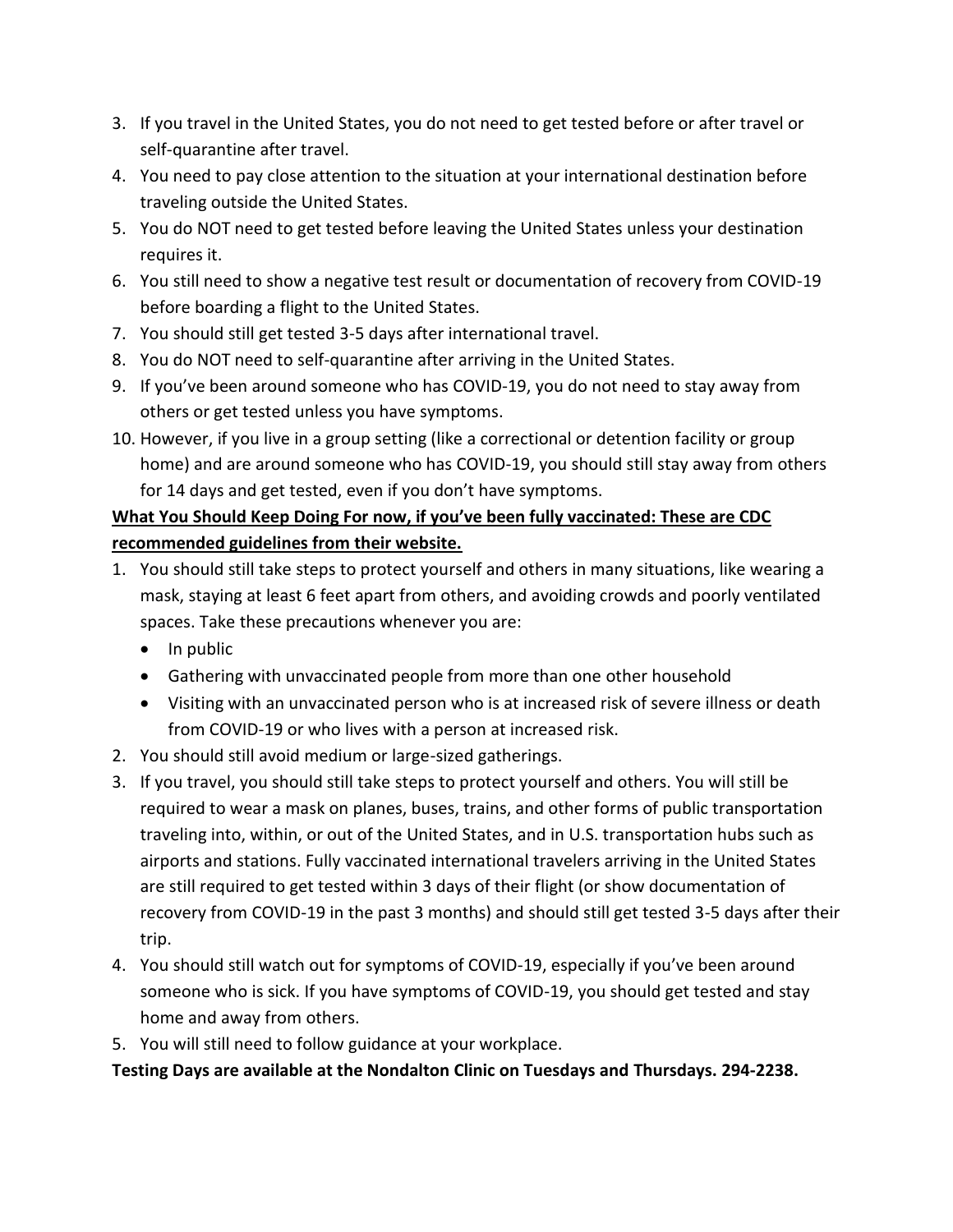3. If you travel in the United States, you do not need to get tested before or after travel or self-quarantine after travel.
4. You need to pay close attention to the situation at your international destination before traveling outside the United States.
5. You do NOT need to get tested before leaving the United States unless your destination requires it.
6. You still need to show a negative test result or documentation of recovery from COVID-19 before boarding a flight to the United States.
7. You should still get tested 3-5 days after international travel.
8. You do NOT need to self-quarantine after arriving in the United States.
9. If you've been around someone who has COVID-19, you do not need to stay away from others or get tested unless you have symptoms.
10. However, if you live in a group setting (like a correctional or detention facility or group home) and are around someone who has COVID-19, you should still stay away from others for 14 days and get tested, even if you don't have symptoms.

**<u>What You Should Keep Doing For now, if you've been fully vaccinated: These are CDC recommended guidelines from their website.</u>**

1. You should still take steps to protect yourself and others in many situations, like wearing a mask, staying at least 6 feet apart from others, and avoiding crowds and poorly ventilated spaces. Take these precautions whenever you are:
   - In public
   - Gathering with unvaccinated people from more than one other household
   - Visiting with an unvaccinated person who is at increased risk of severe illness or death from COVID-19 or who lives with a person at increased risk.
2. You should still avoid medium or large-sized gatherings.
3. If you travel, you should still take steps to protect yourself and others. You will still be required to wear a mask on planes, buses, trains, and other forms of public transportation traveling into, within, or out of the United States, and in U.S. transportation hubs such as airports and stations. Fully vaccinated international travelers arriving in the United States are still required to get tested within 3 days of their flight (or show documentation of recovery from COVID-19 in the past 3 months) and should still get tested 3-5 days after their trip.
4. You should still watch out for symptoms of COVID-19, especially if you've been around someone who is sick. If you have symptoms of COVID-19, you should get tested and stay home and away from others.
5. You will still need to follow guidance at your workplace.

**Testing Days are available at the Nondalton Clinic on Tuesdays and Thursdays. 294-2238.**